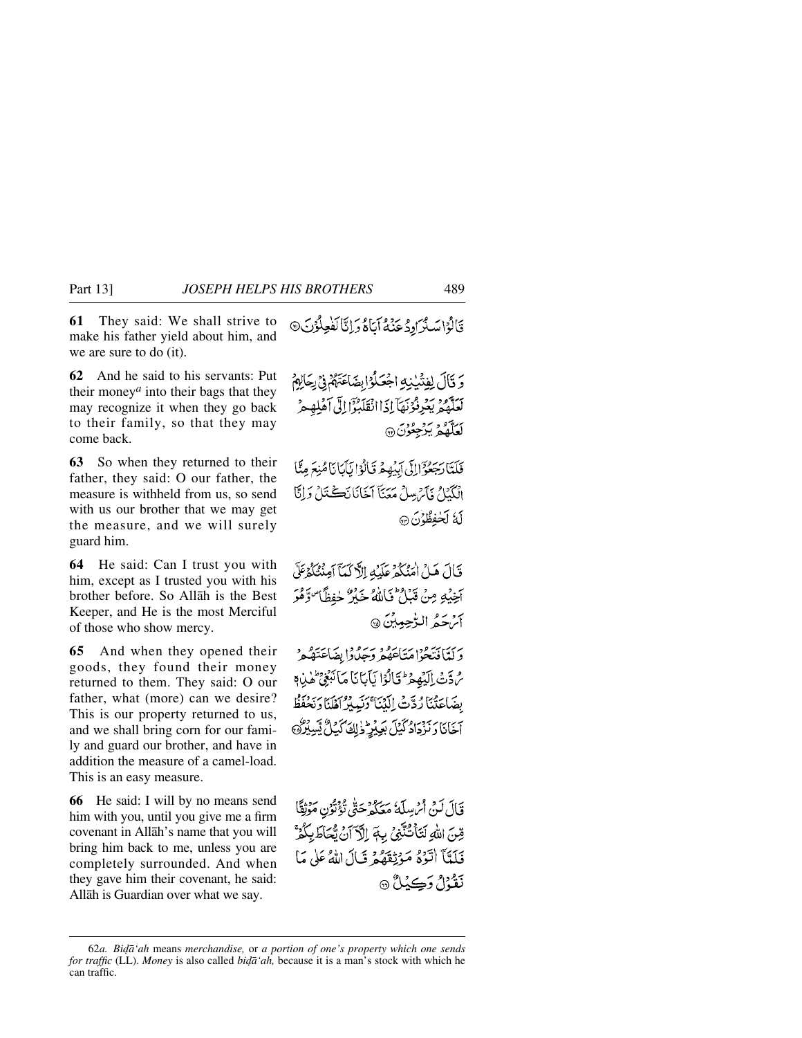**61** They said: We shall strive to make his father yield about him, and we are sure to do (it).

قَالُوْا سَنُرَاوِدُ عَنْهُ اَبَاهُ وَ اِنَّا لَفٰعِلُوْنَ ﴿۶۱﴾

**62** And he said to his servants: Put their money[a] into their bags that they may recognize it when they go back to their family, so that they may come back.

وَ قَالَ لِفِتْيٰنِهِ اجْعَلُوْا بِضَاعَتَهُمْ فِیْ رِحَالِهِمْ لَعَلَّهُمْ یَعْرِفُوْنَهَاۤ اِذَا انْقَلَبُوْۤا اِلٰۤی اَهْلِهِمْ لَعَلَّهُمْ یَرْجِعُوْنَ ﴿۶۲﴾

**63** So when they returned to their father, they said: O our father, the measure is withheld from us, so send with us our brother that we may get the measure, and we will surely guard him.

فَلَمَّا رَجَعُوْۤا اِلٰۤی اَبِیْهِمْ قَالُوْا یٰۤاَبَانَا مُنِعَ مِنَّا الْكَیْلُ فَاَرْسِلْ مَعَنَاۤ اَخَانَا نَكْتَلْ وَ اِنَّا لَهٗ لَحٰفِظُوْنَ ﴿۶۳﴾

**64** He said: Can I trust you with him, except as I trusted you with his brother before. So Allāh is the Best Keeper, and He is the most Merciful of those who show mercy.

قَالَ هَلْ اٰمَنُكُمْ عَلَیْهِ اِلَّا كَمَاۤ اَمِنْتُكُمْ عَلٰۤی اَخِیْهِ مِنْ قَبْلُ ؕ فَاللّٰهُ خَیْرٌ حٰفِظًا ۪ وَّ هُوَ اَرْحَمُ الرّٰحِمِیْنَ ﴿۶۴﴾

**65** And when they opened their goods, they found their money returned to them. They said: O our father, what (more) can we desire? This is our property returned to us, and we shall bring corn for our family and guard our brother, and have in addition the measure of a camel-load. This is an easy measure.

وَ لَمَّا فَتَحُوْا مَتَاعَهُمْ وَجَدُوْا بِضَاعَتَهُمْ رُدَّتْ اِلَیْهِمْ ؕ قَالُوْا یٰۤاَبَانَا مَا نَبْغِیْ ؕ هٰذِهٖ بِضَاعَتُنَا رُدَّتْ اِلَیْنَا ۚ وَ نَمِیْرُ اَهْلَنَا وَ نَحْفَظُ اَخَانَا وَ نَزْدَادُ كَیْلَ بَعِیْرٍ ؕ ذٰلِكَ كَیْلٌ یَّسِیْرٌ ﴿۶۵﴾

**66** He said: I will by no means send him with you, until you give me a firm covenant in Allāh's name that you will bring him back to me, unless you are completely surrounded. And when they gave him their covenant, he said: Allāh is Guardian over what we say.

قَالَ لَنْ اُرْسِلَهٗ مَعَكُمْ حَتّٰی تُؤْتُوْنِ مَوْثِقًا مِّنَ اللّٰهِ لَتَاْتُنَّنِیْ بِهٖۤ اِلَّاۤ اَنْ یُّحَاطَ بِكُمْ ۚ فَلَمَّاۤ اٰتَوْهُ مَوْثِقَهُمْ قَالَ اللّٰهُ عَلٰی مَا نَقُوْلُ وَكِیْلٌ ﴿۶۶﴾

---

62*a*. *Biḍā'ah* means *merchandise,* or *a portion of one's property which one sends for traffic* (LL). *Money* is also called *biḍā'ah,* because it is a man's stock with which he can traffic.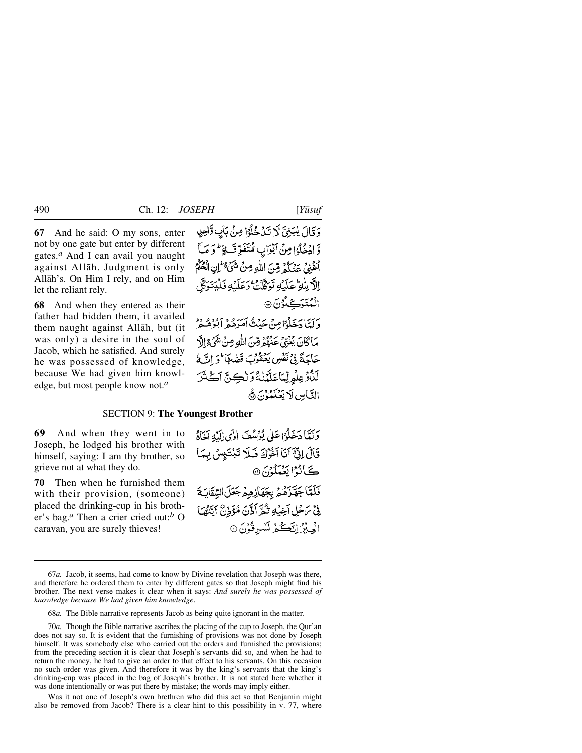**67** And he said: O my sons, enter not by one gate but enter by different gates.[a] And I can avail you naught against Allāh. Judgment is only Allāh's. On Him I rely, and on Him let the reliant rely.

وَقَالَ يٰبَنِيَّ لَا تَدْخُلُوْا مِنْۢ بَابٍ وَّاحِدٍ وَّادْخُلُوْا مِنْ اَبْوَابٍ مُّتَفَرِّقَةٍ ؕ وَمَاۤ اُغْنِيْ عَنْكُمْ مِّنَ اللّٰهِ مِنْ شَيْءٍ ؕ اِنِ الْحُكْمُ اِلَّا لِلّٰهِ ؕ عَلَيْهِ تَوَكَّلْتُ ۚ وَعَلَيْهِ فَلْيَتَوَكَّلِ الْمُتَوَكِّلُوْنَ ﴿۶۷﴾

**68** And when they entered as their father had bidden them, it availed them naught against Allāh, but (it was only) a desire in the soul of Jacob, which he satisfied. And surely he was possessed of knowledge, because We had given him knowledge, but most people know not.[a]

وَلَمَّا دَخَلُوْا مِنْ حَيْثُ اَمَرَهُمْ اَبُوْهُمْ ؕ مَا كَانَ يُغْنِيْ عَنْهُمْ مِّنَ اللّٰهِ مِنْ شَيْءٍ اِلَّا حَاجَةً فِيْ نَفْسِ يَعْقُوْبَ قَضٰىهَا ؕ وَاِنَّهٗ لَذُوْ عِلْمٍ لِّمَا عَلَّمْنٰهُ وَلٰكِنَّ اَكْثَرَ النَّاسِ لَا يَعْلَمُوْنَ ﴿۶۸﴾

## SECTION 9: The Youngest Brother

**69** And when they went in to Joseph, he lodged his brother with himself, saying: I am thy brother, so grieve not at what they do.

وَلَمَّا دَخَلُوْا عَلٰى يُوْسُفَ اٰوٰۤى اِلَيْهِ اَخَاهُ قَالَ اِنِّيْۤ اَنَا اَخُوْكَ فَلَا تَبْتَئِسْ بِمَا كَانُوْا يَعْمَلُوْنَ ﴿۶۹﴾

**70** Then when he furnished them with their provision, (someone) placed the drinking-cup in his brother's bag.[a] Then a crier cried out:[b] O caravan, you are surely thieves!

فَلَمَّا جَهَّزَهُمْ بِجَهَازِهِمْ جَعَلَ السِّقَايَةَ فِيْ رَحْلِ اَخِيْهِ ثُمَّ اَذَّنَ مُؤَذِّنٌ اَيَّتُهَا الْعِيْرُ اِنَّكُمْ لَسٰرِقُوْنَ ﴿۷۰﴾

---

67*a.* Jacob, it seems, had come to know by Divine revelation that Joseph was there, and therefore he ordered them to enter by different gates so that Joseph might find his brother. The next verse makes it clear when it says: *And surely he was possessed of knowledge because We had given him knowledge*.

68*a.* The Bible narrative represents Jacob as being quite ignorant in the matter.

70*a.* Though the Bible narrative ascribes the placing of the cup to Joseph, the Qur'ān does not say so. It is evident that the furnishing of provisions was not done by Joseph himself. It was somebody else who carried out the orders and furnished the provisions; from the preceding section it is clear that Joseph's servants did so, and when he had to return the money, he had to give an order to that effect to his servants. On this occasion no such order was given. And therefore it was by the king's servants that the king's drinking-cup was placed in the bag of Joseph's brother. It is not stated here whether it was done intentionally or was put there by mistake; the words may imply either.

Was it not one of Joseph's own brethren who did this act so that Benjamin might also be removed from Jacob? There is a clear hint to this possibility in v. 77, where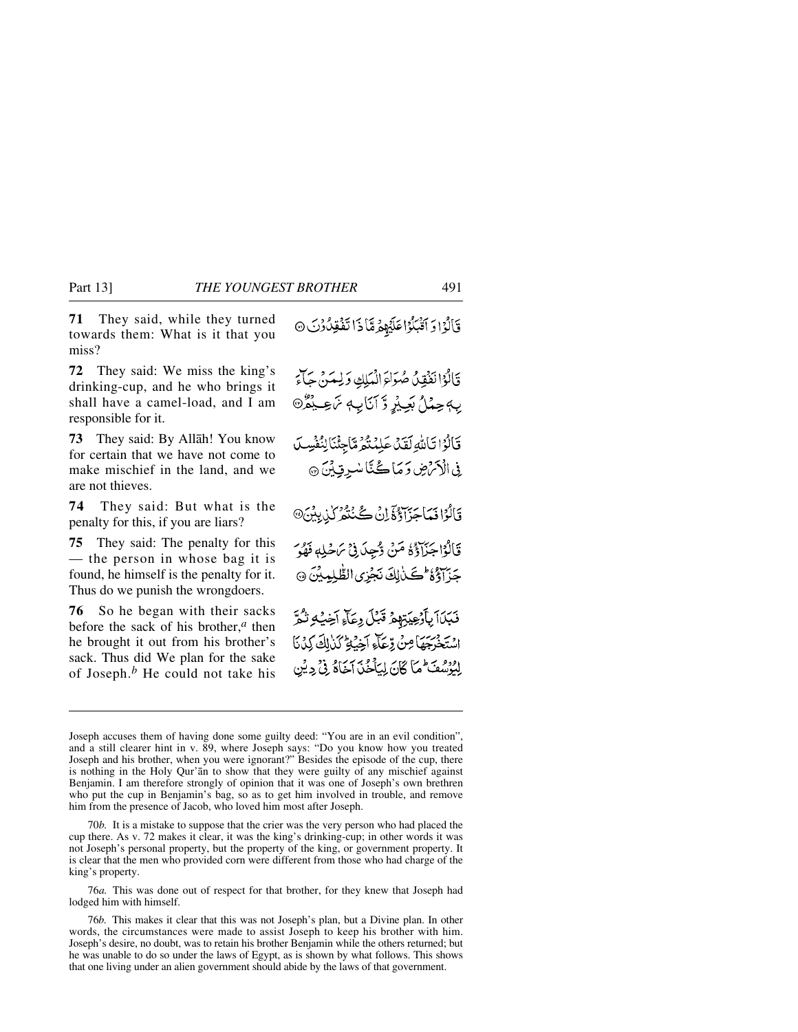**71** They said, while they turned towards them: What is it that you miss?

قَالُوْا وَ اَقْبَلُوْا عَلَيْهِمْ مَّاذَا تَفْقِدُوْنَ ۝

**72** They said: We miss the king's drinking-cup, and he who brings it shall have a camel-load, and I am responsible for it.

قَالُوْا نَفْقِدُ صُوَاعَ الْمَلِكِ وَ لِمَنْ جَآءَ بِهٖ حِمْلُ بَعِيْرٍ وَّ اَنَا بِهٖ زَعِيْمٌ ۝

**73** They said: By Allāh! You know for certain that we have not come to make mischief in the land, and we are not thieves.

قَالُوْا تَاللّٰهِ لَقَدْ عَلِمْتُمْ مَّا جِئْنَا لِنُفْسِدَ فِي الْاَرْضِ وَ مَا كُنَّا سٰرِقِيْنَ ۝

**74** They said: But what is the penalty for this, if you are liars?

قَالُوْا فَمَا جَزَآؤُهٗۤ اِنْ كُنْتُمْ كٰذِبِيْنَ ۝

**75** They said: The penalty for this — the person in whose bag it is found, he himself is the penalty for it. Thus do we punish the wrongdoers.

قَالُوْا جَزَآؤُهٗ مَنْ وُّجِدَ فِيْ رَحْلِهٖ فَهُوَ جَزَآؤُهٗ ؕ كَذٰلِكَ نَجْزِي الظّٰلِمِيْنَ ۝

**76** So he began with their sacks before the sack of his brother,[a] then he brought it out from his brother's sack. Thus did We plan for the sake of Joseph.[b] He could not take his

فَبَدَاَ بِاَوْعِيَتِهِمْ قَبْلَ وِعَآءِ اَخِيْهِ ثُمَّ اسْتَخْرَجَهَا مِنْ وِّعَآءِ اَخِيْهِ ؕ كَذٰلِكَ كِدْنَا لِيُوْسُفَ ؕ مَا كَانَ لِيَاْخُذَ اَخَاهُ فِيْ دِيْنِ

---

Joseph accuses them of having done some guilty deed: "You are in an evil condition", and a still clearer hint in v. 89, where Joseph says: "Do you know how you treated Joseph and his brother, when you were ignorant?" Besides the episode of the cup, there is nothing in the Holy Qur'ān to show that they were guilty of any mischief against Benjamin. I am therefore strongly of opinion that it was one of Joseph's own brethren who put the cup in Benjamin's bag, so as to get him involved in trouble, and remove him from the presence of Jacob, who loved him most after Joseph.

70*b.* It is a mistake to suppose that the crier was the very person who had placed the cup there. As v. 72 makes it clear, it was the king's drinking-cup; in other words it was not Joseph's personal property, but the property of the king, or government property. It is clear that the men who provided corn were different from those who had charge of the king's property.

76*a.* This was done out of respect for that brother, for they knew that Joseph had lodged him with himself.

76*b.* This makes it clear that this was not Joseph's plan, but a Divine plan. In other words, the circumstances were made to assist Joseph to keep his brother with him. Joseph's desire, no doubt, was to retain his brother Benjamin while the others returned; but he was unable to do so under the laws of Egypt, as is shown by what follows. This shows that one living under an alien government should abide by the laws of that government.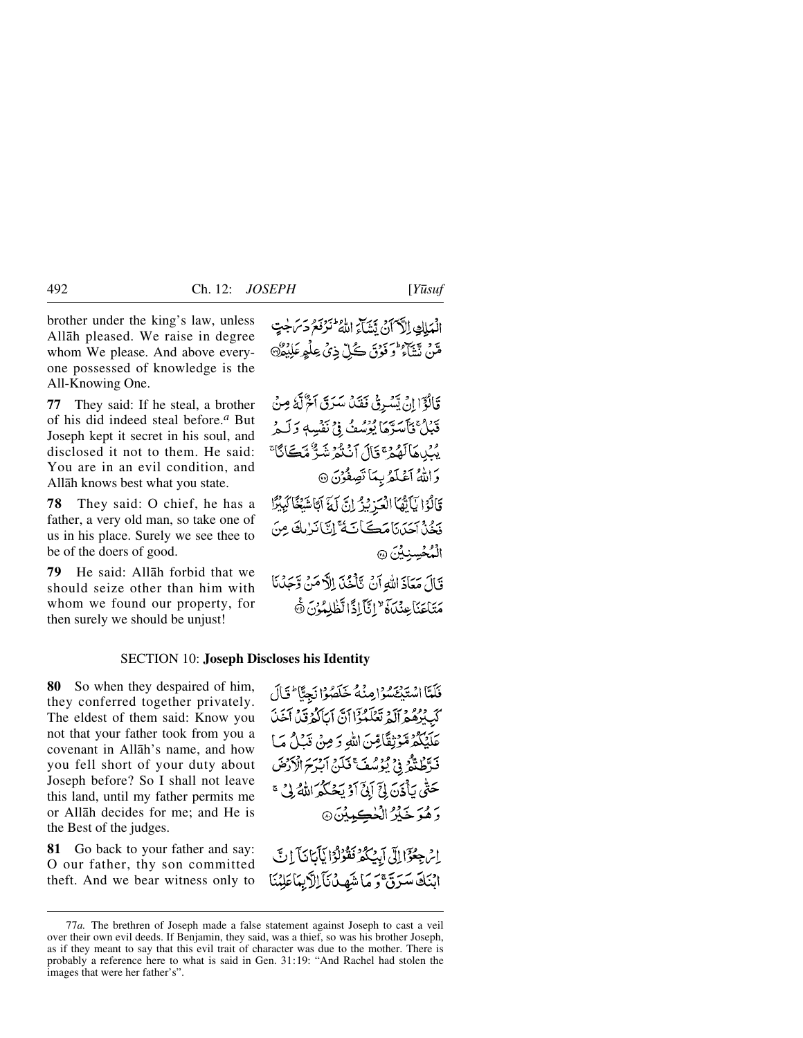brother under the king's law, unless Allāh pleased. We raise in degree whom We please. And above every-one possessed of knowledge is the All-Knowing One.

الْمَلِكِ اِلَّآ اَنْ يَّشَآءَ اللّٰهُ ؕ نَرْفَعُ دَرَجٰتٍ مَّنْ نَّشَآءُ ؕ وَ فَوْقَ كُلِّ ذِىْ عِلْمٍ عَلِيْمٌ ۝

**77** They said: If he steal, a brother of his did indeed steal before.[a] But Joseph kept it secret in his soul, and disclosed it not to them. He said: You are in an evil condition, and Allāh knows best what you state.

قَالُوْۤا اِنْ يَّسْرِقْ فَقَدْ سَرَقَ اَخٌ لَّهٗ مِنْ قَبْلُ ۚ فَاَسَرَّهَا يُوْسُفُ فِىْ نَفْسِهٖ وَ لَمْ يُبْدِهَا لَهُمْ ۚ قَالَ اَنْتُمْ شَرٌّ مَّكَانًا ۚ وَ اللّٰهُ اَعْلَمُ بِمَا تَصِفُوْنَ ۝

**78** They said: O chief, he has a father, a very old man, so take one of us in his place. Surely we see thee to be of the doers of good.

قَالُوْا يٰۤاَيُّهَا الْعَزِيْزُ اِنَّ لَهٗۤ اَبًا شَيْخًا كَبِيْرًا فَخُذْ اَحَدَنَا مَكَانَهٗ ۚ اِنَّا نَرٰىكَ مِنَ الْمُحْسِنِيْنَ ۝

**79** He said: Allāh forbid that we should seize other than him with whom we found our property, for then surely we should be unjust!

قَالَ مَعَاذَ اللّٰهِ اَنْ نَّاْخُذَ اِلَّا مَنْ وَّجَدْنَا مَتَاعَنَا عِنْدَهٗۤ ۙ اِنَّاۤ اِذًا لَّظٰلِمُوْنَ ۝

## SECTION 10: Joseph Discloses his Identity

**80** So when they despaired of him, they conferred together privately. The eldest of them said: Know you not that your father took from you a covenant in Allāh's name, and how you fell short of your duty about Joseph before? So I shall not leave this land, until my father permits me or Allāh decides for me; and He is the Best of the judges.

فَلَمَّا اسْتَيْـَٔسُوْا مِنْهُ خَلَصُوْا نَجِيًّا ؕ قَالَ كَبِيْرُهُمْ اَلَمْ تَعْلَمُوْۤا اَنَّ اَبَاكُمْ قَدْ اَخَذَ عَلَيْكُمْ مَّوْثِقًا مِّنَ اللّٰهِ وَ مِنْ قَبْلُ مَا فَرَّطْتُّمْ فِىْ يُوْسُفَ ۚ فَلَنْ اَبْرَحَ الْاَرْضَ حَتّٰى يَاْذَنَ لِىْۤ اَبِىْۤ اَوْ يَحْكُمَ اللّٰهُ لِىْ ۚ وَ هُوَ خَيْرُ الْحٰكِمِيْنَ ۝

**81** Go back to your father and say: O our father, thy son committed theft. And we bear witness only to

اِرْجِعُوْۤا اِلٰۤى اَبِيْكُمْ فَقُوْلُوْا يٰۤاَبَانَاۤ اِنَّ ابْنَكَ سَرَقَ ۚ وَ مَا شَهِدْنَاۤ اِلَّا بِمَا عَلِمْنَا

---

77*a.* The brethren of Joseph made a false statement against Joseph to cast a veil over their own evil deeds. If Benjamin, they said, was a thief, so was his brother Joseph, as if they meant to say that this evil trait of character was due to the mother. There is probably a reference here to what is said in Gen. 31:19: "And Rachel had stolen the images that were her father's".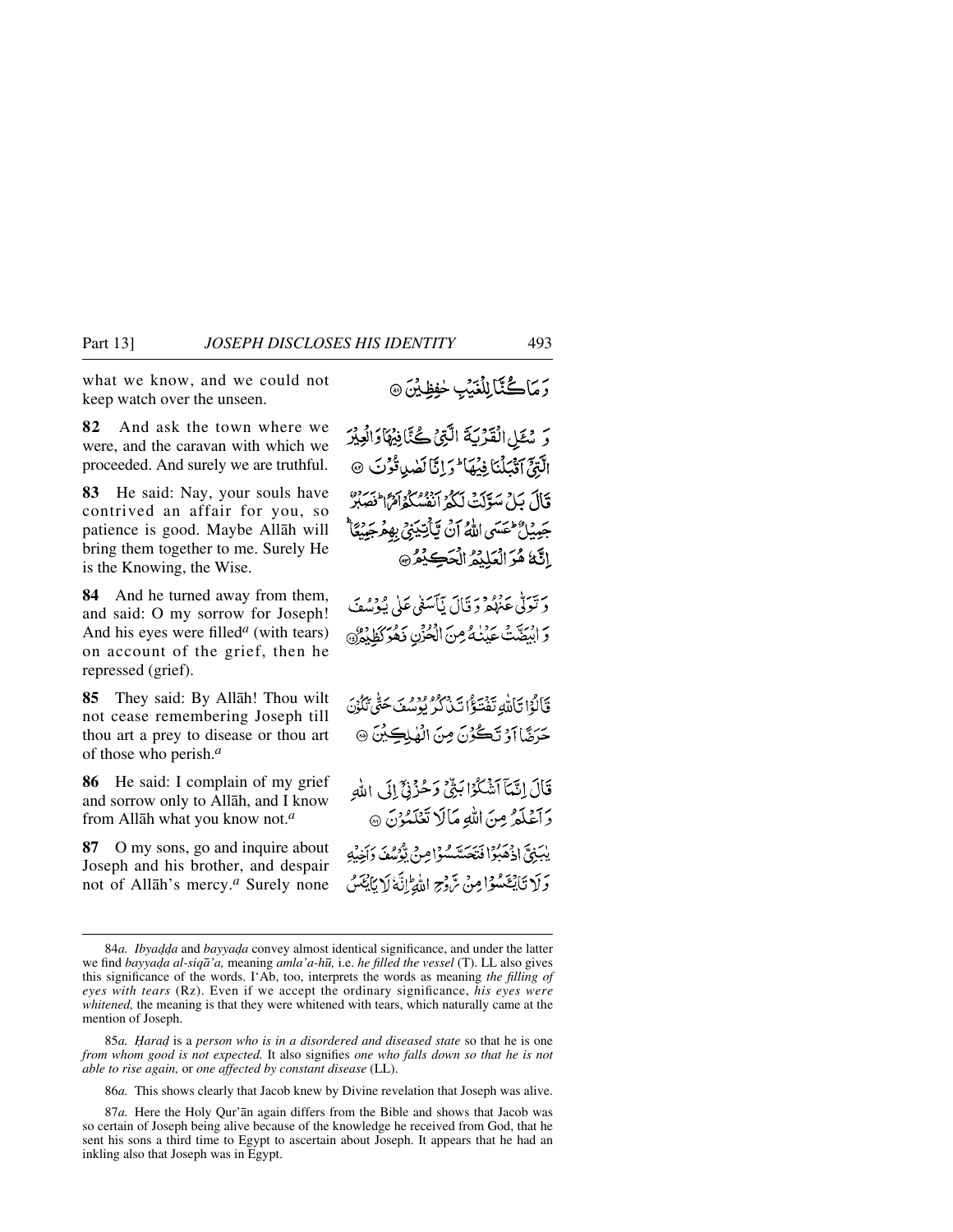what we know, and we could not keep watch over the unseen.

وَمَا كُنَّا لِلْغَيْبِ حٰفِظِيْنَ ﴿٨١﴾

**82** And ask the town where we were, and the caravan with which we proceeded. And surely we are truthful.

وَسْـَٔلِ الْقَرْيَةَ الَّتِيْ كُنَّا فِيْهَا وَالْعِيْرَ الَّتِيْٓ اَقْبَلْنَا فِيْهَا ۭ وَاِنَّا لَصٰدِقُوْنَ ﴿٨٢﴾

**83** He said: Nay, your souls have contrived an affair for you, so patience is good. Maybe Allāh will bring them together to me. Surely He is the Knowing, the Wise.

قَالَ بَلْ سَوَّلَتْ لَكُمْ اَنْفُسُكُمْ اَمْرًا ۭ فَصَبْرٌ جَمِيْلٌ ۭ عَسَى اللّٰهُ اَنْ يَّاْتِيَنِيْ بِهِمْ جَمِيْعًا ۭ اِنَّهٗ هُوَ الْعَلِيْمُ الْحَكِيْمُ ﴿٨٣﴾

**84** And he turned away from them, and said: O my sorrow for Joseph! And his eyes were filled[a] (with tears) on account of the grief, then he repressed (grief).

وَتَوَلّٰى عَنْهُمْ وَقَالَ يٰٓاَسَفٰى عَلٰى يُوْسُفَ وَابْيَضَّتْ عَيْنٰهُ مِنَ الْحُزْنِ فَهُوَ كَظِيْمٌ ﴿٨٤﴾

**85** They said: By Allāh! Thou wilt not cease remembering Joseph till thou art a prey to disease or thou art of those who perish.[a]

قَالُوْا تَاللّٰهِ تَفْتَؤُا تَذْكُرُ يُوْسُفَ حَتّٰى تَكُوْنَ حَرَضًا اَوْ تَكُوْنَ مِنَ الْهٰلِكِيْنَ ﴿٨٥﴾

**86** He said: I complain of my grief and sorrow only to Allāh, and I know from Allāh what you know not.[a]

قَالَ اِنَّمَآ اَشْكُوْا بَثِّيْ وَحُزْنِيْٓ اِلَى اللّٰهِ وَاَعْلَمُ مِنَ اللّٰهِ مَا لَا تَعْلَمُوْنَ ﴿٨٦﴾

**87** O my sons, go and inquire about Joseph and his brother, and despair not of Allāh's mercy.[a] Surely none

يٰبَنِيَّ اذْهَبُوْا فَتَحَسَّسُوْا مِنْ يُّوْسُفَ وَاَخِيْهِ وَلَا تَايْـَٔسُوْا مِنْ رَّوْحِ اللّٰهِ ۭ اِنَّهٗ لَا يَايْـَٔسُ

---

84*a.* *Ibyaḍḍa* and *bayyaḍa* convey almost identical significance, and under the latter we find *bayyaḍa al-siqā'a,* meaning *amla'a-hū,* i.e. *he filled the vessel* (T). LL also gives this significance of the words. I'Ab, too, interprets the words as meaning *the filling of eyes with tears* (Rz). Even if we accept the ordinary significance, *his eyes were whitened,* the meaning is that they were whitened with tears, which naturally came at the mention of Joseph.

85*a.* *Ḥaraḍ* is a *person who is in a disordered and diseased state* so that he is one *from whom good is not expected.* It also signifies *one who falls down so that he is not able to rise again,* or *one affected by constant disease* (LL).

86*a.* This shows clearly that Jacob knew by Divine revelation that Joseph was alive.

87*a.* Here the Holy Qur'ān again differs from the Bible and shows that Jacob was so certain of Joseph being alive because of the knowledge he received from God, that he sent his sons a third time to Egypt to ascertain about Joseph. It appears that he had an inkling also that Joseph was in Egypt.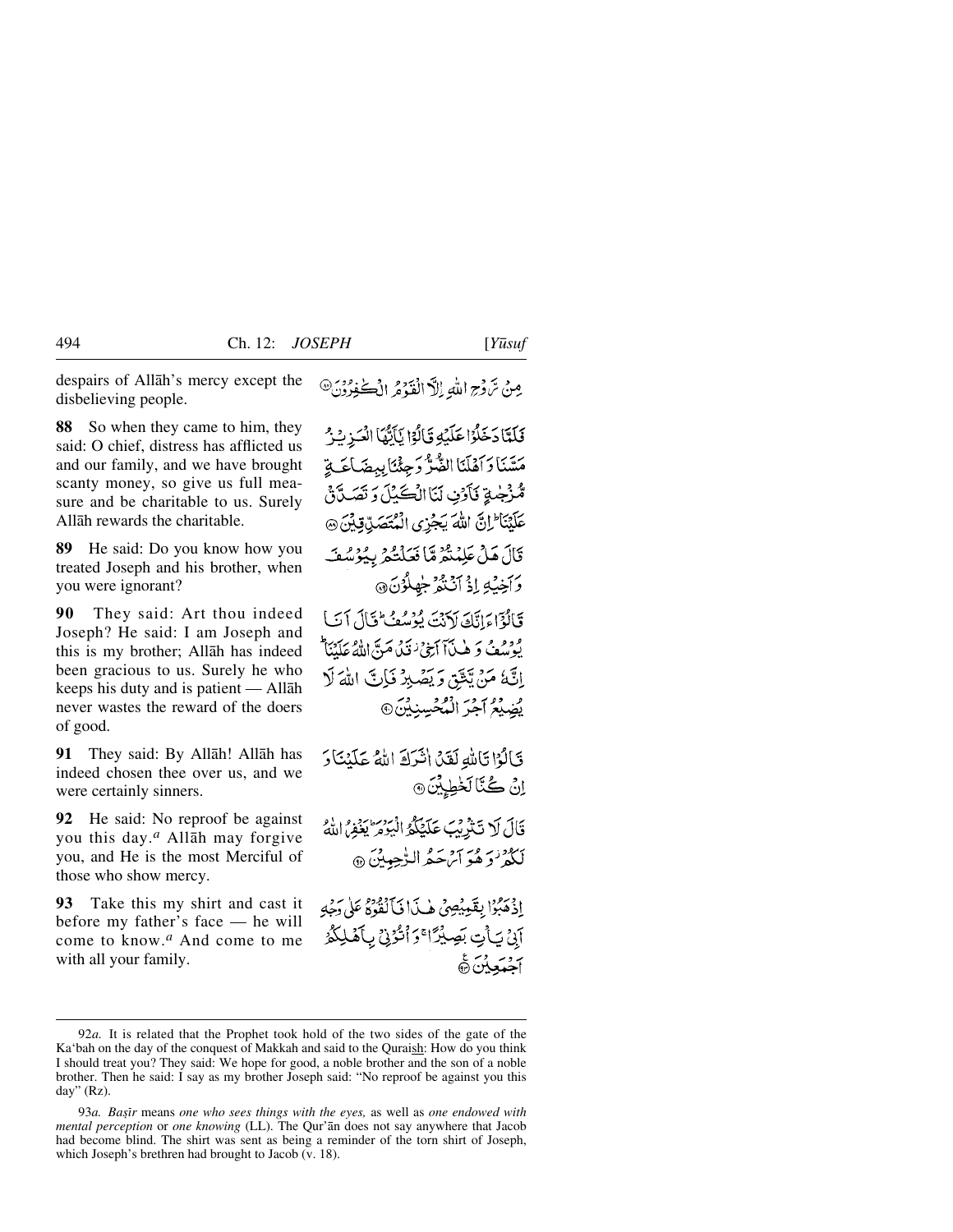despairs of Allāh's mercy except the disbelieving people.

مِنْ رَّوْحِ اللّٰهِ اِلَّا الْقَوْمُ الْكٰفِرُوْنَ ﴿۸۷﴾

**88** So when they came to him, they said: O chief, distress has afflicted us and our family, and we have brought scanty money, so give us full measure and be charitable to us. Surely Allāh rewards the charitable.

فَلَمَّا دَخَلُوْا عَلَيْهِ قَالُوْا يٰۤاَيُّهَا الْعَزِيْزُ مَسَّنَا وَ اَهْلَنَا الضُّرُّ وَ جِئْنَا بِبِضَاعَةٍ مُّزْجٰىةٍ فَاَوْفِ لَنَا الْكَيْلَ وَ تَصَدَّقْ عَلَيْنَا ؕ اِنَّ اللّٰهَ يَجْزِى الْمُتَصَدِّقِيْنَ ﴿۸۸﴾

**89** He said: Do you know how you treated Joseph and his brother, when you were ignorant?

قَالَ هَلْ عَلِمْتُمْ مَّا فَعَلْتُمْ بِيُوْسُفَ وَ اَخِيْهِ اِذْ اَنْتُمْ جٰهِلُوْنَ ﴿۸۹﴾

**90** They said: Art thou indeed Joseph? He said: I am Joseph and this is my brother; Allāh has indeed been gracious to us. Surely he who keeps his duty and is patient — Allāh never wastes the reward of the doers of good.

قَالُوْۤا ءَاِنَّكَ لَاَنْتَ يُوْسُفُ ؕ قَالَ اَنَا يُوْسُفُ وَ هٰذَاۤ اَخِیْ ۫ قَدْ مَنَّ اللّٰهُ عَلَيْنَا ؕ اِنَّهٗ مَنْ يَّتَّقِ وَ يَصْبِرْ فَاِنَّ اللّٰهَ لَا يُضِيْعُ اَجْرَ الْمُحْسِنِيْنَ ﴿۹۰﴾

**91** They said: By Allāh! Allāh has indeed chosen thee over us, and we were certainly sinners.

قَالُوْا تَاللّٰهِ لَقَدْ اٰثَرَكَ اللّٰهُ عَلَيْنَا وَ اِنْ كُنَّا لَخٰطِئِيْنَ ﴿۹۱﴾

**92** He said: No reproof be against you this day.[a] Allāh may forgive you, and He is the most Merciful of those who show mercy.

قَالَ لَا تَثْرِيْبَ عَلَيْكُمُ الْيَوْمَ ؕ يَغْفِرُ اللّٰهُ لَكُمْ ۫ وَ هُوَ اَرْحَمُ الرّٰحِمِيْنَ ﴿۹۲﴾

**93** Take this my shirt and cast it before my father's face — he will come to know.[a] And come to me with all your family.

اِذْهَبُوْا بِقَمِيْصِیْ هٰذَا فَاَلْقُوْهُ عَلٰى وَجْهِ اَبِیْ يَاْتِ بَصِيْرًا ۚ وَ اْتُوْنِیْ بِاَهْلِكُمْ اَجْمَعِيْنَ ﴿۹۳﴾

---

92*a.* It is related that the Prophet took hold of the two sides of the gate of the Ka'bah on the day of the conquest of Makkah and said to the Quraish: How do you think I should treat you? They said: We hope for good, a noble brother and the son of a noble brother. Then he said: I say as my brother Joseph said: "No reproof be against you this day" (Rz).

93*a.* *Baṣīr* means *one who sees things with the eyes,* as well as *one endowed with mental perception* or *one knowing* (LL). The Qur'ān does not say anywhere that Jacob had become blind. The shirt was sent as being a reminder of the torn shirt of Joseph, which Joseph's brethren had brought to Jacob (v. 18).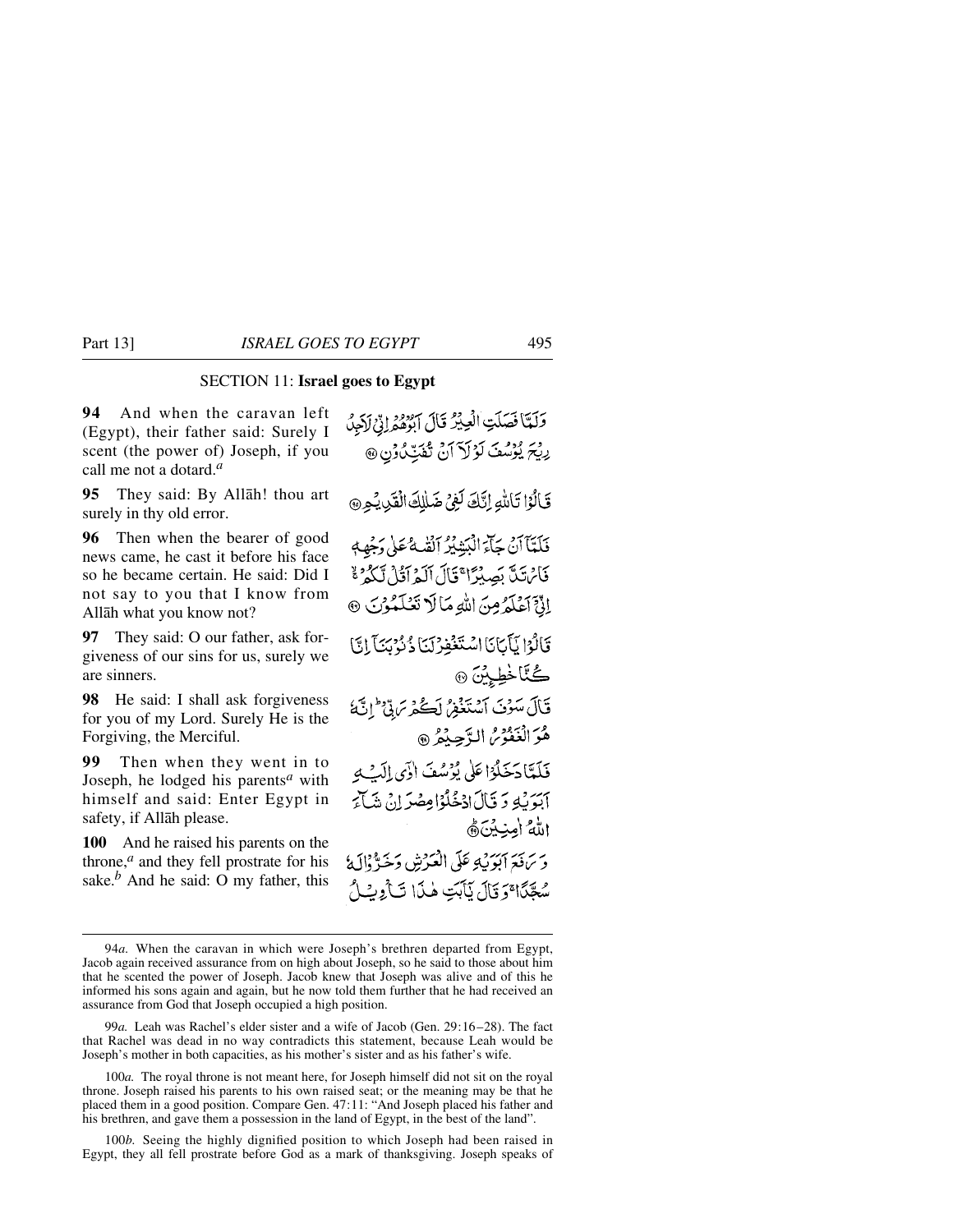## SECTION 11: **Israel goes to Egypt**

**94** And when the caravan left (Egypt), their father said: Surely I scent (the power of) Joseph, if you call me not a dotard.[a]

وَلَمَّا فَصَلَتِ الْعِيرُ قَالَ اَبُوهُمْ اِنِّي لَاَجِدُ رِيحَ يُوسُفَ لَوْلَآ اَنْ تُفَنِّدُونِ ﴿۹۴﴾

**95** They said: By Allāh! thou art surely in thy old error.

قَالُوْا تَاللّٰهِ اِنَّكَ لَفِيْ ضَلٰلِكَ الْقَدِيْمِ ﴿۹۵﴾

**96** Then when the bearer of good news came, he cast it before his face so he became certain. He said: Did I not say to you that I know from Allāh what you know not?

فَلَمَّآ اَنْ جَآءَ الْبَشِيْرُ اَلْقٰىهُ عَلٰى وَجْهِهٖ فَارْتَدَّ بَصِيْرًا ۚ قَالَ اَلَمْ اَقُلْ لَّكُمْ ۚ اِنِّيْٓ اَعْلَمُ مِنَ اللّٰهِ مَا لَا تَعْلَمُوْنَ ﴿۹۶﴾

**97** They said: O our father, ask forgiveness of our sins for us, surely we are sinners.

قَالُوْا يٰٓاَبَانَا اسْتَغْفِرْ لَنَا ذُنُوْبَنَآ اِنَّا كُنَّا خٰطِـِٕيْنَ ﴿۹۷﴾

**98** He said: I shall ask forgiveness for you of my Lord. Surely He is the Forgiving, the Merciful.

قَالَ سَوْفَ اَسْتَغْفِرُ لَكُمْ رَبِّيْ ۭ اِنَّهٗ هُوَ الْغَفُوْرُ الرَّحِيْمُ ﴿۹۸﴾

**99** Then when they went in to Joseph, he lodged his parents[a] with himself and said: Enter Egypt in safety, if Allāh please.

فَلَمَّا دَخَلُوْا عَلٰى يُوْسُفَ اٰوٰٓى اِلَيْهِ اَبَوَيْهِ وَقَالَ ادْخُلُوْا مِصْرَ اِنْ شَآءَ اللّٰهُ اٰمِنِيْنَ ﴿۹۹﴾

**100** And he raised his parents on the throne,[a] and they fell prostrate for his sake.[b] And he said: O my father, this

وَرَفَعَ اَبَوَيْهِ عَلَى الْعَرْشِ وَخَرُّوْا لَهٗ سُجَّدًا ۚ وَقَالَ يٰٓاَبَتِ هٰذَا تَاْوِيْلُ

---

94*a.* When the caravan in which were Joseph's brethren departed from Egypt, Jacob again received assurance from on high about Joseph, so he said to those about him that he scented the power of Joseph. Jacob knew that Joseph was alive and of this he informed his sons again and again, but he now told them further that he had received an assurance from God that Joseph occupied a high position.

99*a.* Leah was Rachel's elder sister and a wife of Jacob (Gen. 29:16–28). The fact that Rachel was dead in no way contradicts this statement, because Leah would be Joseph's mother in both capacities, as his mother's sister and as his father's wife.

100*a.* The royal throne is not meant here, for Joseph himself did not sit on the royal throne. Joseph raised his parents to his own raised seat; or the meaning may be that he placed them in a good position. Compare Gen. 47:11: "And Joseph placed his father and his brethren, and gave them a possession in the land of Egypt, in the best of the land".

100*b.* Seeing the highly dignified position to which Joseph had been raised in Egypt, they all fell prostrate before God as a mark of thanksgiving. Joseph speaks of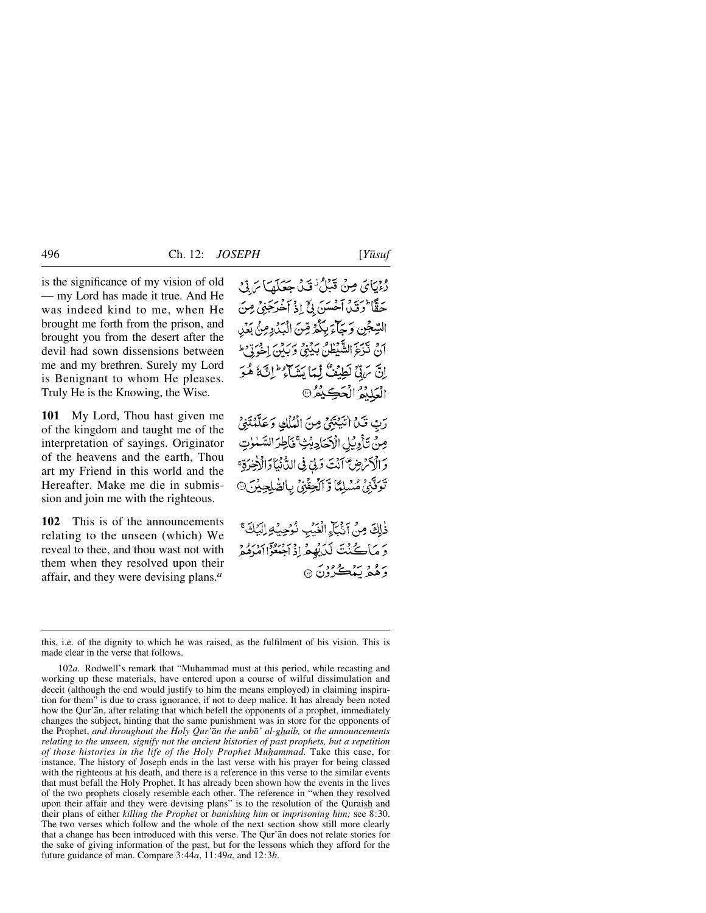is the significance of my vision of old — my Lord has made it true. And He was indeed kind to me, when He brought me forth from the prison, and brought you from the desert after the devil had sown dissensions between me and my brethren. Surely my Lord is Benignant to whom He pleases. Truly He is the Knowing, the Wise.

رُءْيَايَ مِنْ قَبْلُ ۫ قَدْ جَعَلَهَا رَبِّيْ حَقًّا ؕ وَقَدْ اَحْسَنَ بِيْۤ اِذْ اَخْرَجَنِيْ مِنَ السِّجْنِ وَجَآءَ بِكُمْ مِّنَ الْبَدْوِ مِنْۢ بَعْدِ اَنْ نَّزَغَ الشَّيْطٰنُ بَيْنِيْ وَبَيْنَ اِخْوَتِيْ ؕ اِنَّ رَبِّيْ لَطِيْفٌ لِّمَا يَشَآءُ ؕ اِنَّهٗ هُوَ الْعَلِيْمُ الْحَكِيْمُ ۝

**101** My Lord, Thou hast given me of the kingdom and taught me of the interpretation of sayings. Originator of the heavens and the earth, Thou art my Friend in this world and the Hereafter. Make me die in submission and join me with the righteous.

رَبِّ قَدْ اٰتَيْتَنِيْ مِنَ الْمُلْكِ وَعَلَّمْتَنِيْ مِنْ تَاْوِيْلِ الْاَحَادِيْثِ ۚ فَاطِرَ السَّمٰوٰتِ وَالْاَرْضِ ۟ اَنْتَ وَلِيّٖ فِي الدُّنْيَا وَالْاٰخِرَةِ ۚ تَوَفَّنِيْ مُسْلِمًا وَّاَلْحِقْنِيْ بِالصّٰلِحِيْنَ ۝

**102** This is of the announcements relating to the unseen (which) We reveal to thee, and thou wast not with them when they resolved upon their affair, and they were devising plans.[a]

ذٰلِكَ مِنْ اَنْۢبَآءِ الْغَيْبِ نُوْحِيْهِ اِلَيْكَ ۚ وَمَا كُنْتَ لَدَيْهِمْ اِذْ اَجْمَعُوْۤا اَمْرَهُمْ وَهُمْ يَمْكُرُوْنَ ۝

---

this, i.e. of the dignity to which he was raised, as the fulfilment of his vision. This is made clear in the verse that follows.

102*a.* Rodwell's remark that "Muhammad must at this period, while recasting and working up these materials, have entered upon a course of wilful dissimulation and deceit (although the end would justify to him the means employed) in claiming inspiration for them" is due to crass ignorance, if not to deep malice. It has already been noted how the Qur'ān, after relating that which befell the opponents of a prophet, immediately changes the subject, hinting that the same punishment was in store for the opponents of the Prophet, *and throughout the Holy Qur'ān the anbā' al-ghaib,* or *the announcements relating to the unseen, signify not the ancient histories of past prophets, but a repetition of those histories in the life of the Holy Prophet Muḥammad.* Take this case, for instance. The history of Joseph ends in the last verse with his prayer for being classed with the righteous at his death, and there is a reference in this verse to the similar events that must befall the Holy Prophet. It has already been shown how the events in the lives of the two prophets closely resemble each other. The reference in "when they resolved upon their affair and they were devising plans" is to the resolution of the Quraish and their plans of either *killing the Prophet* or *banishing him* or *imprisoning him;* see 8:30. The two verses which follow and the whole of the next section show still more clearly that a change has been introduced with this verse. The Qur'ān does not relate stories for the sake of giving information of the past, but for the lessons which they afford for the future guidance of man. Compare 3:44*a*, 11:49*a*, and 12:3*b*.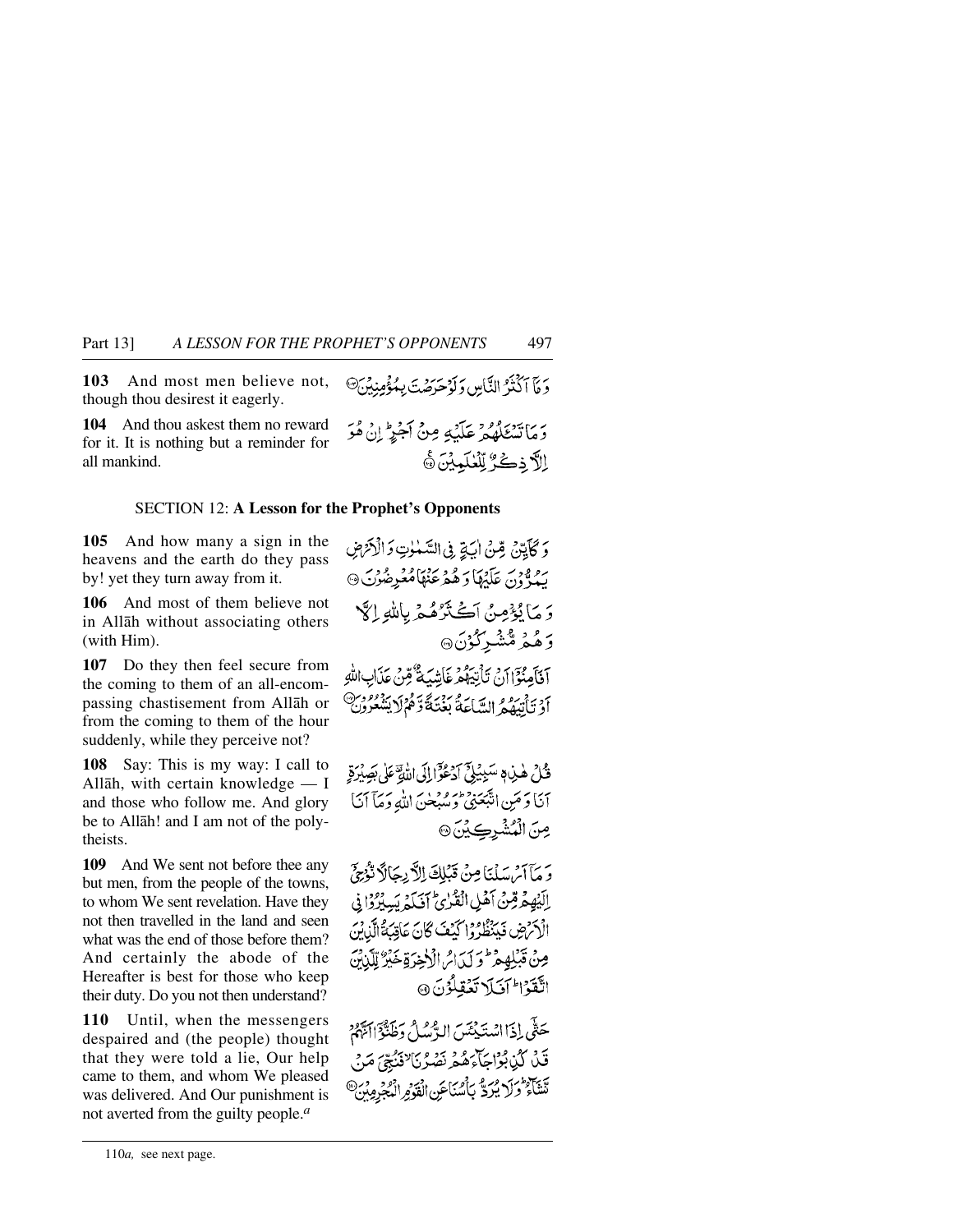**103** And most men believe not, though thou desirest it eagerly.

وَمَآ اَكۡثَرُ النَّاسِ وَلَوۡ حَرَصۡتَ بِمُؤۡمِنِيۡنَ

**104** And thou askest them no reward for it. It is nothing but a reminder for all mankind.

وَمَا تَسۡـَٔلُهُمۡ عَلَيۡهِ مِنۡ اَجۡرٍ‌ؕ اِنۡ هُوَ اِلَّا ذِكۡرٌ لِّلۡعٰلَمِيۡنَ

## SECTION 12: A Lesson for the Prophet's Opponents

**105** And how many a sign in the heavens and the earth do they pass by! yet they turn away from it.

وَكَاَيِّنۡ مِّنۡ اٰيَةٍ فِى السَّمٰوٰتِ وَالۡاَرۡضِ يَمُرُّوۡنَ عَلَيۡهَا وَهُمۡ عَنۡهَا مُعۡرِضُوۡنَ

**106** And most of them believe not in Allāh without associating others (with Him).

وَمَا يُؤۡمِنُ اَكۡثَرُهُمۡ بِاللّٰهِ اِلَّا وَهُمۡ مُّشۡرِكُوۡنَ

**107** Do they then feel secure from the coming to them of an all-encompassing chastisement from Allāh or from the coming to them of the hour suddenly, while they perceive not?

اَفَاَمِنُوۡۤا اَنۡ تَاۡتِيَهُمۡ غَاشِيَةٌ مِّنۡ عَذَابِ اللّٰهِ اَوۡ تَاۡتِيَهُمُ السَّاعَةُ بَغۡتَةً وَّهُمۡ لَا يَشۡعُرُوۡنَ

**108** Say: This is my way: I call to Allāh, with certain knowledge — I and those who follow me. And glory be to Allāh! and I am not of the polytheists.

قُلۡ هٰذِهٖ سَبِيۡلِىۡۤ اَدۡعُوۡۤا اِلَى اللّٰهِ‌ؔ عَلٰى بَصِيۡرَةٍ اَنَا وَمَنِ اتَّبَعَنِىۡ‌ؕ وَسُبۡحٰنَ اللّٰهِ وَمَاۤ اَنَا مِنَ الۡمُشۡرِكِيۡنَ

**109** And We sent not before thee any but men, from the people of the towns, to whom We sent revelation. Have they not then travelled in the land and seen what was the end of those before them? And certainly the abode of the Hereafter is best for those who keep their duty. Do you not then understand?

وَمَاۤ اَرۡسَلۡنَا مِنۡ قَبۡلِكَ اِلَّا رِجَالًا نُّوۡحِىۡۤ اِلَيۡهِمۡ مِّنۡ اَهۡلِ الۡقُرٰىؕ اَفَلَمۡ يَسِيۡرُوۡا فِى الۡاَرۡضِ فَيَنۡظُرُوۡا كَيۡفَ كَانَ عَاقِبَةُ الَّذِيۡنَ مِنۡ قَبۡلِهِمۡ‌ؕ وَلَدَارُ الۡاٰخِرَةِ خَيۡرٌ لِّلَّذِيۡنَ اتَّقَوۡا‌ؕ اَفَلَا تَعۡقِلُوۡنَ

**110** Until, when the messengers despaired and (the people) thought that they were told a lie, Our help came to them, and whom We pleased was delivered. And Our punishment is not averted from the guilty people.[a]

حَتّٰۤى اِذَا اسۡتَيۡـَٔسَ الرُّسُلُ وَظَنُّوۡۤا اَنَّهُمۡ قَدۡ كُذِبُوۡا جَآءَهُمۡ نَصۡرُنَا ۙ فَنُجِّىَ مَنۡ نَّشَآءُ‌ؕ وَلَا يُرَدُّ بَاۡسُنَا عَنِ الۡقَوۡمِ الۡمُجۡرِمِيۡنَ

---

110*a*, see next page.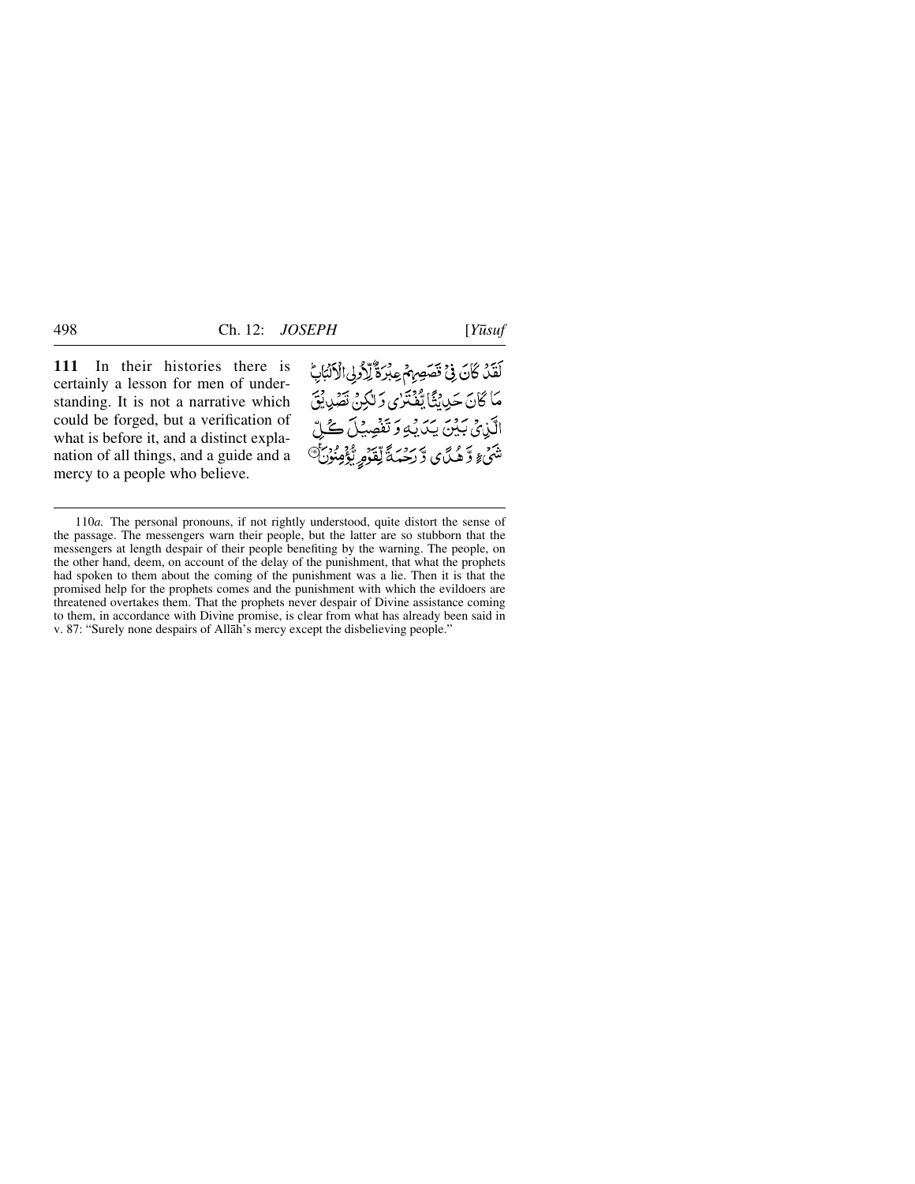**111** In their histories there is certainly a lesson for men of understanding. It is not a narrative which could be forged, but a verification of what is before it, and a distinct explanation of all things, and a guide and a mercy to a people who believe.

لَقَدْ كَانَ فِيْ قَصَصِهِمْ عِبْرَةٌ لِّأُولِي الْأَلْبَابِ ۗ مَا كَانَ حَدِيْثًا يُّفْتَرٰى وَلٰكِنْ تَصْدِيْقَ الَّذِيْ بَيْنَ يَدَيْهِ وَتَفْصِيْلَ كُلِّ شَيْءٍ وَّهُدًى وَّرَحْمَةً لِّقَوْمٍ يُّؤْمِنُوْنَ ﴿١١١﴾

---

110*a.* The personal pronouns, if not rightly understood, quite distort the sense of the passage. The messengers warn their people, but the latter are so stubborn that the messengers at length despair of their people benefiting by the warning. The people, on the other hand, deem, on account of the delay of the punishment, that what the prophets had spoken to them about the coming of the punishment was a lie. Then it is that the promised help for the prophets comes and the punishment with which the evildoers are threatened overtakes them. That the prophets never despair of Divine assistance coming to them, in accordance with Divine promise, is clear from what has already been said in v. 87: "Surely none despairs of Allāh's mercy except the disbelieving people."